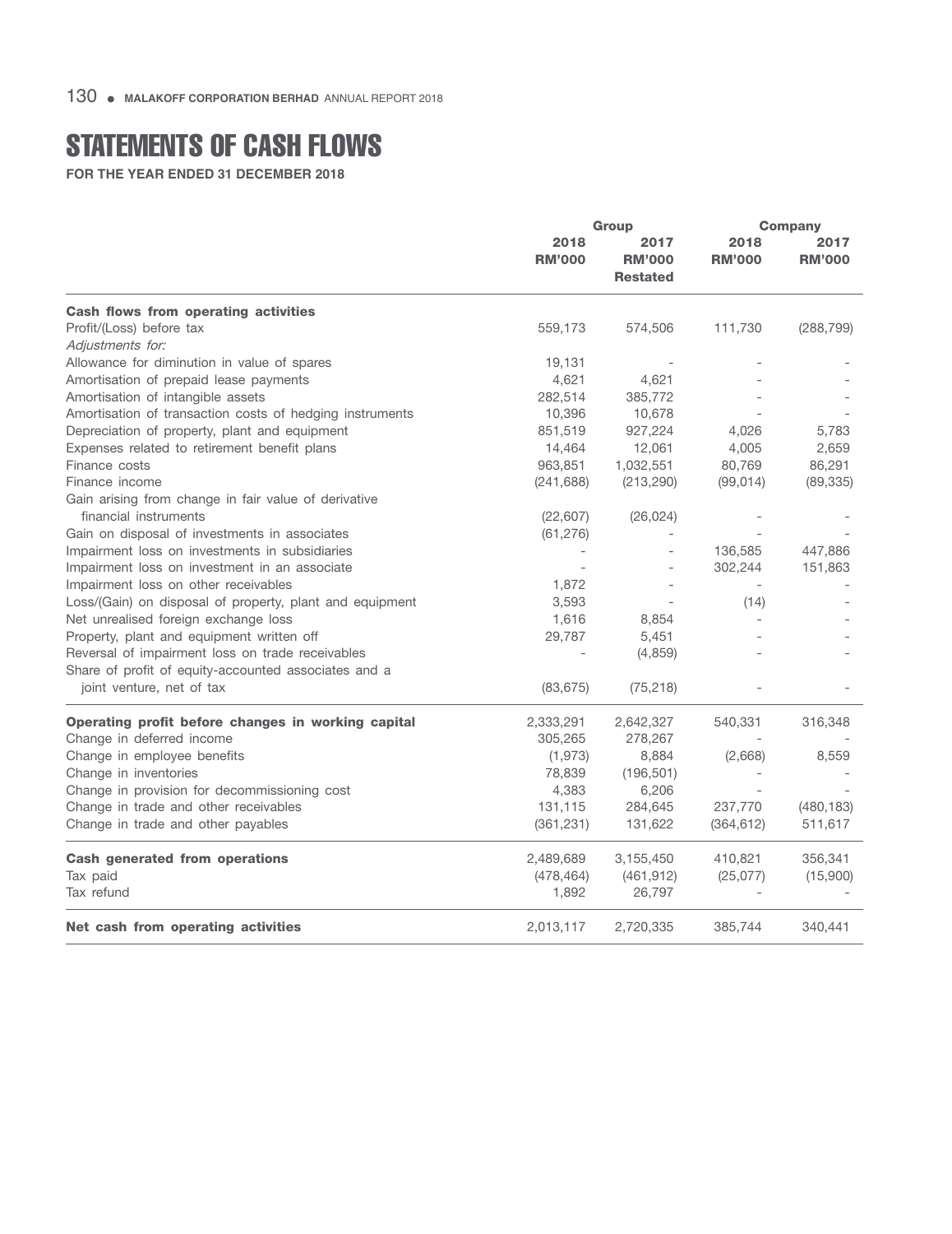# STATEMENTS OF CASH FLOWS

**FOR THE YEAR ENDED 31 DECEMBER 2018**

| | Group | | Company | |
|---|---|---|---|---|
| | 2018 RM'000 | 2017 RM'000 Restated | 2018 RM'000 | 2017 RM'000 |
| **Cash flows from operating activities** | | | | |
| Profit/(Loss) before tax | 559,173 | 574,506 | 111,730 | (288,799) |
| *Adjustments for:* | | | | |
| Allowance for diminution in value of spares | 19,131 | - | - | - |
| Amortisation of prepaid lease payments | 4,621 | 4,621 | - | - |
| Amortisation of intangible assets | 282,514 | 385,772 | - | - |
| Amortisation of transaction costs of hedging instruments | 10,396 | 10,678 | - | - |
| Depreciation of property, plant and equipment | 851,519 | 927,224 | 4,026 | 5,783 |
| Expenses related to retirement benefit plans | 14,464 | 12,061 | 4,005 | 2,659 |
| Finance costs | 963,851 | 1,032,551 | 80,769 | 86,291 |
| Finance income | (241,688) | (213,290) | (99,014) | (89,335) |
| Gain arising from change in fair value of derivative financial instruments | (22,607) | (26,024) | - | - |
| Gain on disposal of investments in associates | (61,276) | - | - | - |
| Impairment loss on investments in subsidiaries | - | - | 136,585 | 447,886 |
| Impairment loss on investment in an associate | - | - | 302,244 | 151,863 |
| Impairment loss on other receivables | 1,872 | - | - | - |
| Loss/(Gain) on disposal of property, plant and equipment | 3,593 | - | (14) | - |
| Net unrealised foreign exchange loss | 1,616 | 8,854 | - | - |
| Property, plant and equipment written off | 29,787 | 5,451 | - | - |
| Reversal of impairment loss on trade receivables | - | (4,859) | - | - |
| Share of profit of equity-accounted associates and a joint venture, net of tax | (83,675) | (75,218) | - | - |
| **Operating profit before changes in working capital** | 2,333,291 | 2,642,327 | 540,331 | 316,348 |
| Change in deferred income | 305,265 | 278,267 | - | - |
| Change in employee benefits | (1,973) | 8,884 | (2,668) | 8,559 |
| Change in inventories | 78,839 | (196,501) | - | - |
| Change in provision for decommissioning cost | 4,383 | 6,206 | - | - |
| Change in trade and other receivables | 131,115 | 284,645 | 237,770 | (480,183) |
| Change in trade and other payables | (361,231) | 131,622 | (364,612) | 511,617 |
| **Cash generated from operations** | 2,489,689 | 3,155,450 | 410,821 | 356,341 |
| Tax paid | (478,464) | (461,912) | (25,077) | (15,900) |
| Tax refund | 1,892 | 26,797 | - | - |
| **Net cash from operating activities** | 2,013,117 | 2,720,335 | 385,744 | 340,441 |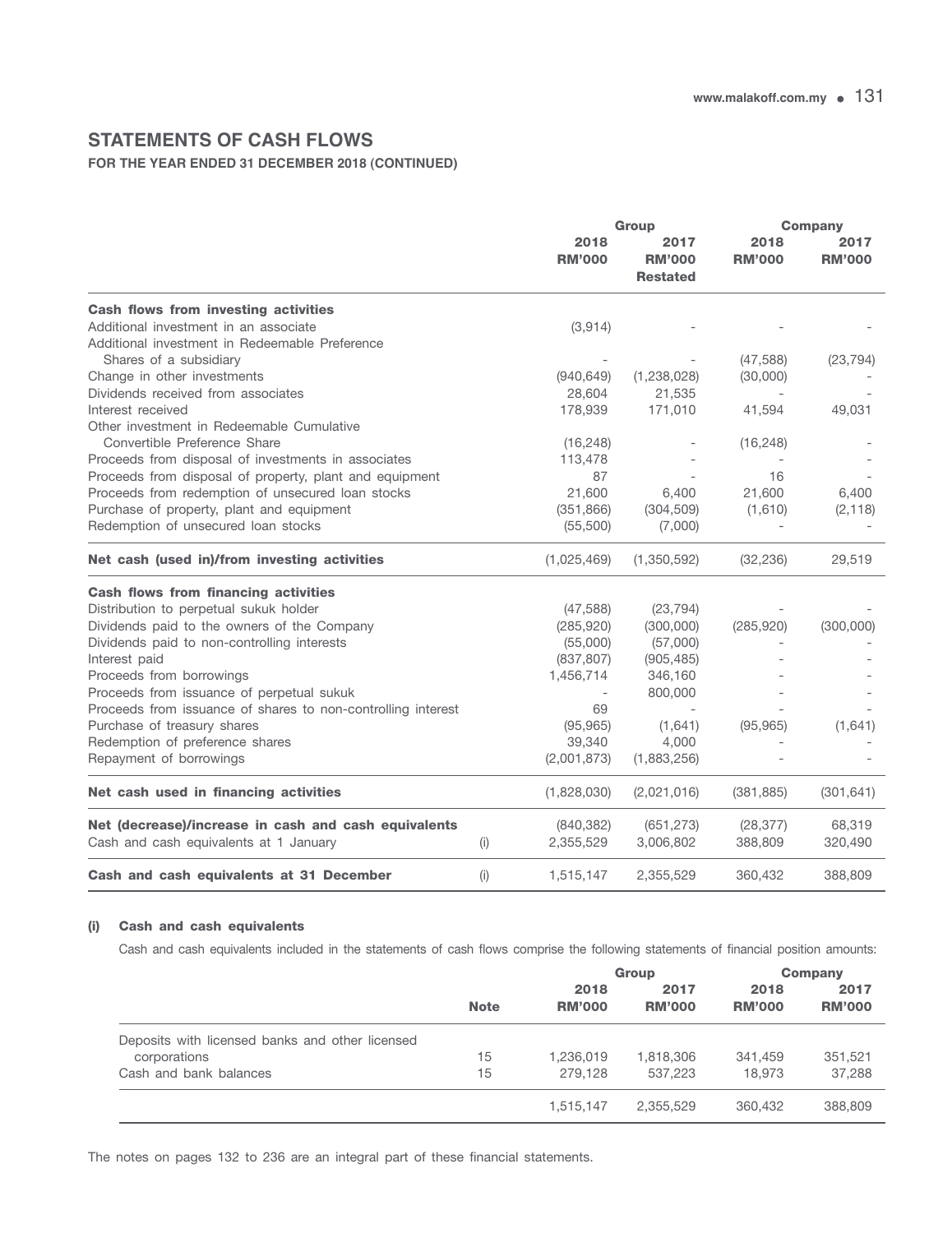## STATEMENTS OF CASH FLOWS

**FOR THE YEAR ENDED 31 DECEMBER 2018 (CONTINUED)**

| | | Group | | Company | |
|---|---|---|---|---|---|
| | | **2018** | **2017** | **2018** | **2017** |
| | | **RM'000** | **RM'000 Restated** | **RM'000** | **RM'000** |
| **Cash flows from investing activities** | | | | | |
| Additional investment in an associate | | (3,914) | - | - | - |
| Additional investment in Redeemable Preference Shares of a subsidiary | | - | - | (47,588) | (23,794) |
| Change in other investments | | (940,649) | (1,238,028) | (30,000) | - |
| Dividends received from associates | | 28,604 | 21,535 | - | - |
| Interest received | | 178,939 | 171,010 | 41,594 | 49,031 |
| Other investment in Redeemable Cumulative Convertible Preference Share | | (16,248) | - | (16,248) | - |
| Proceeds from disposal of investments in associates | | 113,478 | - | - | - |
| Proceeds from disposal of property, plant and equipment | | 87 | - | 16 | - |
| Proceeds from redemption of unsecured loan stocks | | 21,600 | 6,400 | 21,600 | 6,400 |
| Purchase of property, plant and equipment | | (351,866) | (304,509) | (1,610) | (2,118) |
| Redemption of unsecured loan stocks | | (55,500) | (7,000) | - | - |
| **Net cash (used in)/from investing activities** | | (1,025,469) | (1,350,592) | (32,236) | 29,519 |
| **Cash flows from financing activities** | | | | | |
| Distribution to perpetual sukuk holder | | (47,588) | (23,794) | - | - |
| Dividends paid to the owners of the Company | | (285,920) | (300,000) | (285,920) | (300,000) |
| Dividends paid to non-controlling interests | | (55,000) | (57,000) | - | - |
| Interest paid | | (837,807) | (905,485) | - | - |
| Proceeds from borrowings | | 1,456,714 | 346,160 | - | - |
| Proceeds from issuance of perpetual sukuk | | - | 800,000 | - | - |
| Proceeds from issuance of shares to non-controlling interest | | 69 | - | - | - |
| Purchase of treasury shares | | (95,965) | (1,641) | (95,965) | (1,641) |
| Redemption of preference shares | | 39,340 | 4,000 | - | - |
| Repayment of borrowings | | (2,001,873) | (1,883,256) | - | - |
| **Net cash used in financing activities** | | (1,828,030) | (2,021,016) | (381,885) | (301,641) |
| **Net (decrease)/increase in cash and cash equivalents** | | (840,382) | (651,273) | (28,377) | 68,319 |
| Cash and cash equivalents at 1 January | (i) | 2,355,529 | 3,006,802 | 388,809 | 320,490 |
| **Cash and cash equivalents at 31 December** | (i) | 1,515,147 | 2,355,529 | 360,432 | 388,809 |

**(i) Cash and cash equivalents**

Cash and cash equivalents included in the statements of cash flows comprise the following statements of financial position amounts:

| | | Group | | Company | |
|---|---|---|---|---|---|
| | **Note** | **2018 RM'000** | **2017 RM'000** | **2018 RM'000** | **2017 RM'000** |
| Deposits with licensed banks and other licensed corporations | 15 | 1,236,019 | 1,818,306 | 341,459 | 351,521 |
| Cash and bank balances | 15 | 279,128 | 537,223 | 18,973 | 37,288 |
| | | 1,515,147 | 2,355,529 | 360,432 | 388,809 |

The notes on pages 132 to 236 are an integral part of these financial statements.